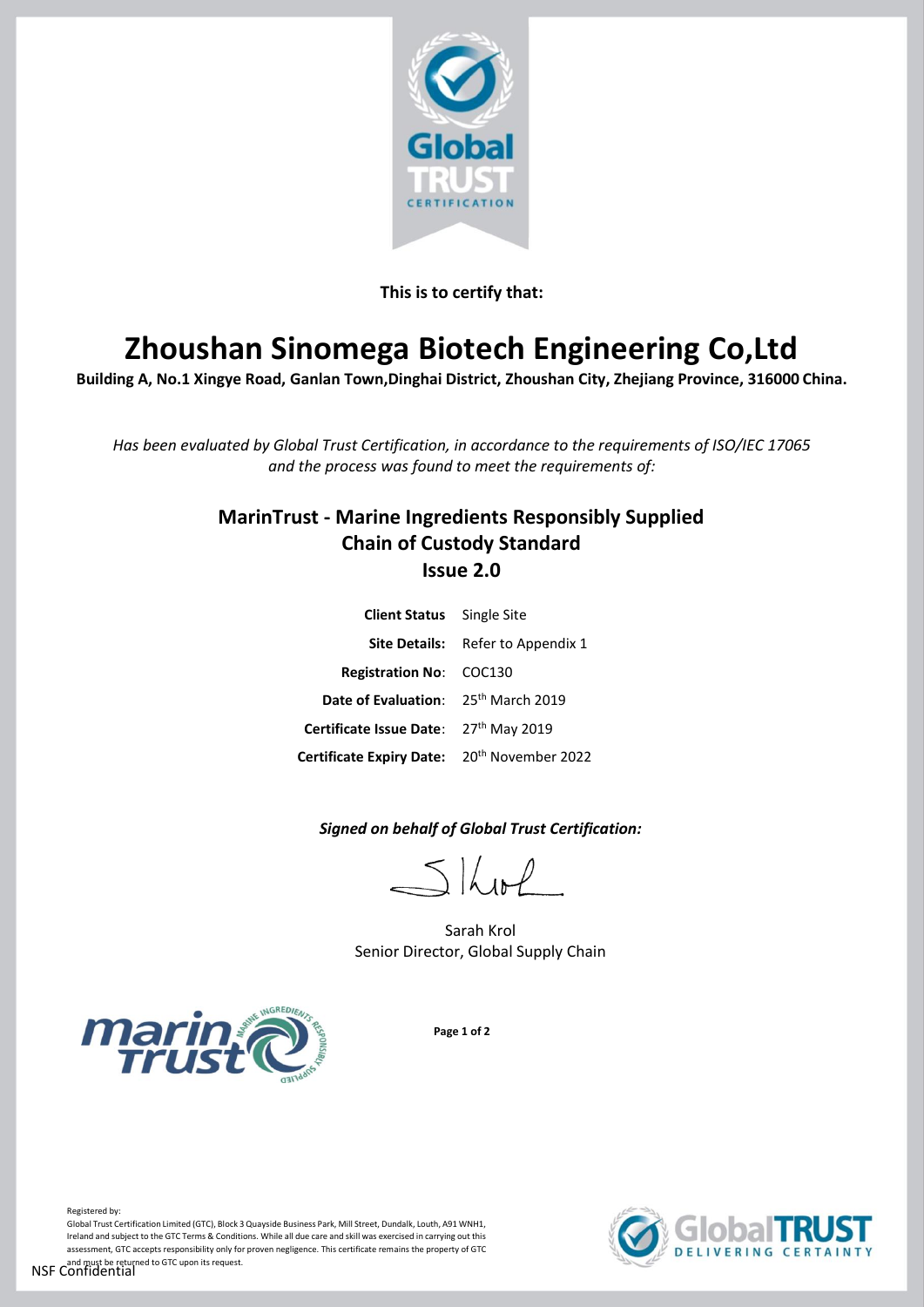**This is to certify that:**

# Zhoushan Sinomega Biotech Engineering Co,Ltd

**Building A, No.1 Xingye Road, Ganlan Town,Dinghai District, Zhoushan City, Zhejiang Province, 316000 China.**

*Has been evaluated by Global Trust Certification, in accordance to the requirements of ISO/IEC 17065 and the process was found to meet the requirements of:*

## MarinTrust - Marine Ingredients Responsibly Supplied Chain of Custody Standard Issue 2.0

| | |
|---|---|
| **Client Status** | Single Site |
| **Site Details:** | Refer to Appendix 1 |
| **Registration No**: | COC130 |
| **Date of Evaluation**: | 25th March 2019 |
| **Certificate Issue Date**: | 27th May 2019 |
| **Certificate Expiry Date:** | 20th November 2022 |

***Signed on behalf of Global Trust Certification:***

Sarah Krol
Senior Director, Global Supply Chain

Registered by:
Global Trust Certification Limited (GTC), Block 3 Quayside Business Park, Mill Street, Dundalk, Louth, A91 WNH1, Ireland and subject to the GTC Terms & Conditions. While all due care and skill was exercised in carrying out this assessment, GTC accepts responsibility only for proven negligence. This certificate remains the property of GTC and must be returned to GTC upon its request.

NSF Confidential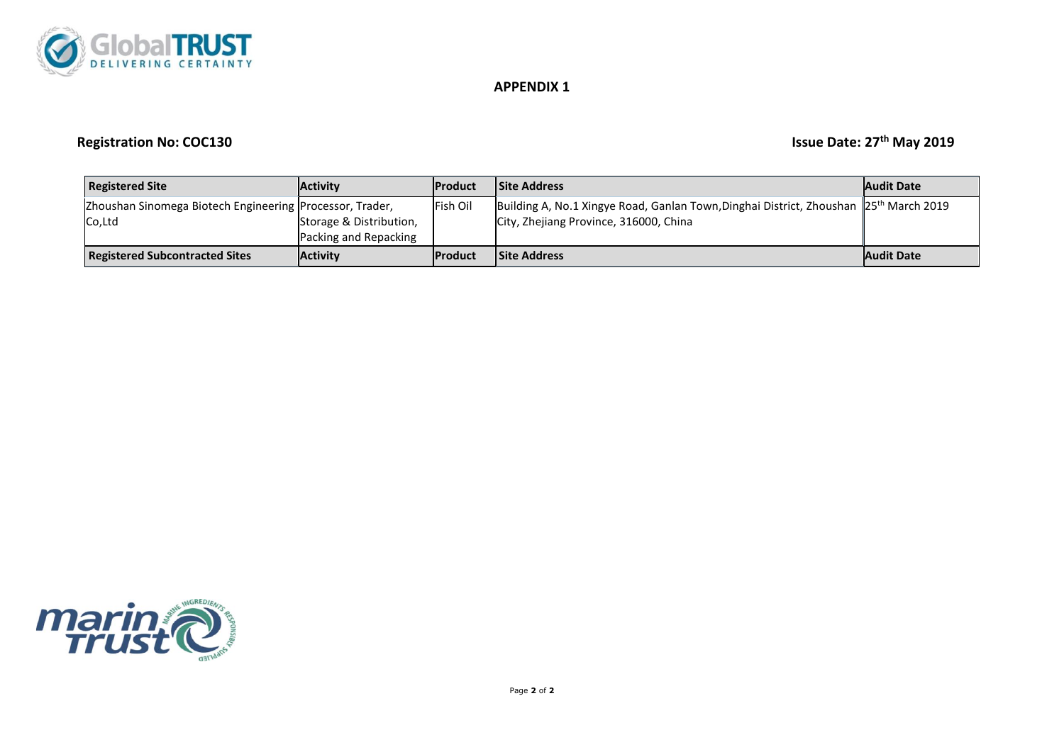## APPENDIX 1

**Registration No: COC130**

**Issue Date: 27th May 2019**

| Registered Site | Activity | Product | Site Address | Audit Date |
|---|---|---|---|---|
| Zhoushan Sinomega Biotech Engineering Co,Ltd | Processor, Trader, Storage & Distribution, Packing and Repacking | Fish Oil | Building A, No.1 Xingye Road, Ganlan Town,Dinghai District, Zhoushan City, Zhejiang Province, 316000, China | 25th March 2019 |
| **Registered Subcontracted Sites** | **Activity** | **Product** | **Site Address** | **Audit Date** |